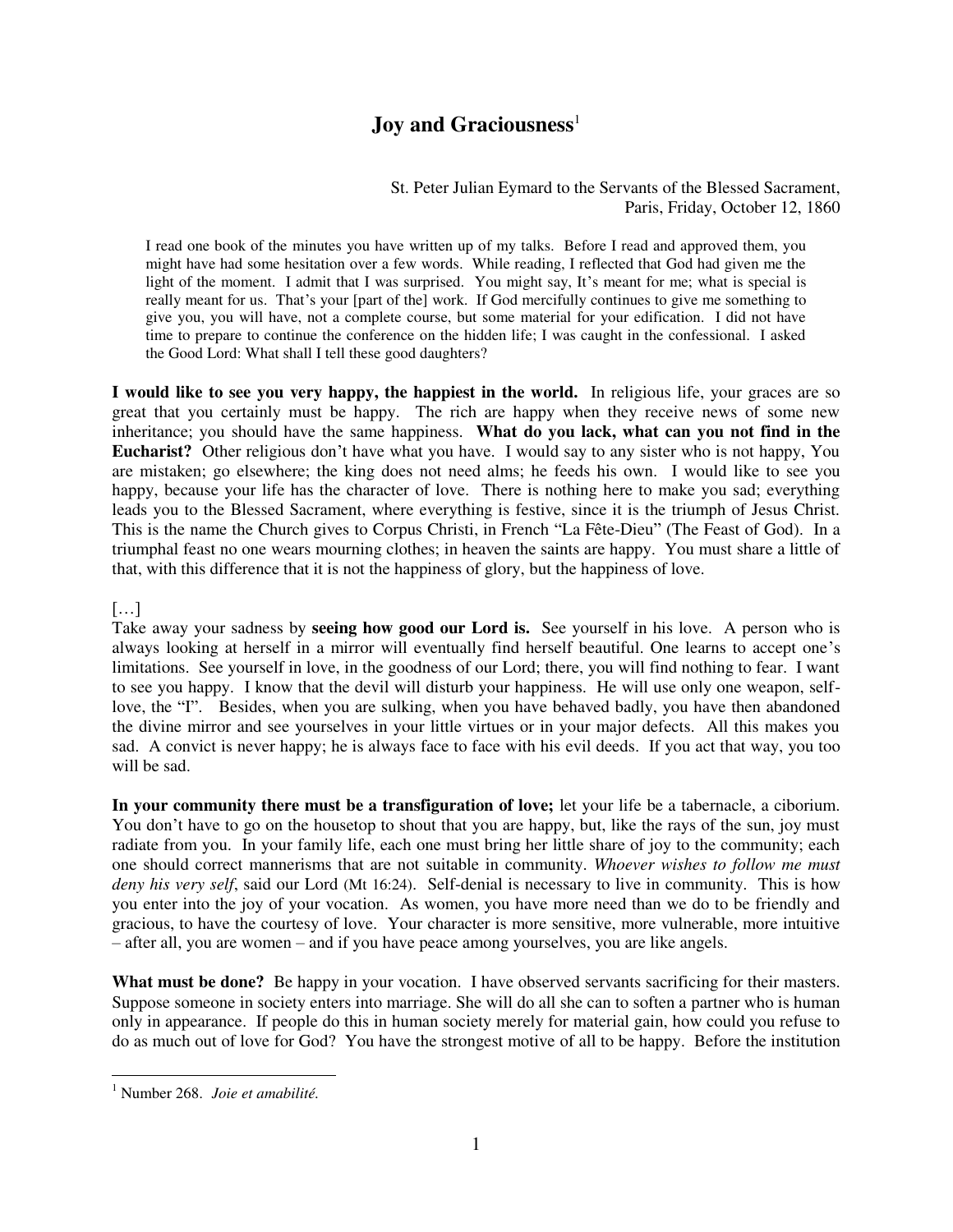# Joy and Graciousness[1]

St. Peter Julian Eymard to the Servants of the Blessed Sacrament,
Paris, Friday, October 12, 1860

> I read one book of the minutes you have written up of my talks. Before I read and approved them, you might have had some hesitation over a few words. While reading, I reflected that God had given me the light of the moment. I admit that I was surprised. You might say, It's meant for me; what is special is really meant for us. That's your [part of the] work. If God mercifully continues to give me something to give you, you will have, not a complete course, but some material for your edification. I did not have time to prepare to continue the conference on the hidden life; I was caught in the confessional. I asked the Good Lord: What shall I tell these good daughters?

**I would like to see you very happy, the happiest in the world.** In religious life, your graces are so great that you certainly must be happy. The rich are happy when they receive news of some new inheritance; you should have the same happiness. **What do you lack, what can you not find in the Eucharist?** Other religious don't have what you have. I would say to any sister who is not happy, You are mistaken; go elsewhere; the king does not need alms; he feeds his own. I would like to see you happy, because your life has the character of love. There is nothing here to make you sad; everything leads you to the Blessed Sacrament, where everything is festive, since it is the triumph of Jesus Christ. This is the name the Church gives to Corpus Christi, in French "La Fête-Dieu" (The Feast of God). In a triumphal feast no one wears mourning clothes; in heaven the saints are happy. You must share a little of that, with this difference that it is not the happiness of glory, but the happiness of love.

[…]

Take away your sadness by **seeing how good our Lord is.** See yourself in his love. A person who is always looking at herself in a mirror will eventually find herself beautiful. One learns to accept one's limitations. See yourself in love, in the goodness of our Lord; there, you will find nothing to fear. I want to see you happy. I know that the devil will disturb your happiness. He will use only one weapon, self-love, the "I". Besides, when you are sulking, when you have behaved badly, you have then abandoned the divine mirror and see yourselves in your little virtues or in your major defects. All this makes you sad. A convict is never happy; he is always face to face with his evil deeds. If you act that way, you too will be sad.

**In your community there must be a transfiguration of love;** let your life be a tabernacle, a ciborium. You don't have to go on the housetop to shout that you are happy, but, like the rays of the sun, joy must radiate from you. In your family life, each one must bring her little share of joy to the community; each one should correct mannerisms that are not suitable in community. *Whoever wishes to follow me must deny his very self*, said our Lord (Mt 16:24). Self-denial is necessary to live in community. This is how you enter into the joy of your vocation. As women, you have more need than we do to be friendly and gracious, to have the courtesy of love. Your character is more sensitive, more vulnerable, more intuitive – after all, you are women – and if you have peace among yourselves, you are like angels.

**What must be done?** Be happy in your vocation. I have observed servants sacrificing for their masters. Suppose someone in society enters into marriage. She will do all she can to soften a partner who is human only in appearance. If people do this in human society merely for material gain, how could you refuse to do as much out of love for God? You have the strongest motive of all to be happy. Before the institution

---

[1] Number 268. *Joie et amabilité.*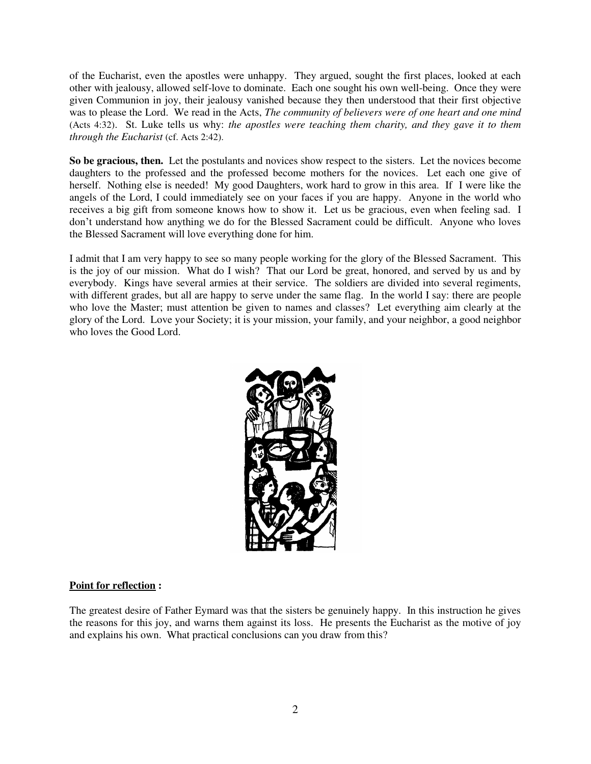of the Eucharist, even the apostles were unhappy. They argued, sought the first places, looked at each other with jealousy, allowed self-love to dominate. Each one sought his own well-being. Once they were given Communion in joy, their jealousy vanished because they then understood that their first objective was to please the Lord. We read in the Acts, *The community of believers were of one heart and one mind* (Acts 4:32). St. Luke tells us why: *the apostles were teaching them charity, and they gave it to them through the Eucharist* (cf. Acts 2:42).

**So be gracious, then.** Let the postulants and novices show respect to the sisters. Let the novices become daughters to the professed and the professed become mothers for the novices. Let each one give of herself. Nothing else is needed! My good Daughters, work hard to grow in this area. If I were like the angels of the Lord, I could immediately see on your faces if you are happy. Anyone in the world who receives a big gift from someone knows how to show it. Let us be gracious, even when feeling sad. I don't understand how anything we do for the Blessed Sacrament could be difficult. Anyone who loves the Blessed Sacrament will love everything done for him.

I admit that I am very happy to see so many people working for the glory of the Blessed Sacrament. This is the joy of our mission. What do I wish? That our Lord be great, honored, and served by us and by everybody. Kings have several armies at their service. The soldiers are divided into several regiments, with different grades, but all are happy to serve under the same flag. In the world I say: there are people who love the Master; must attention be given to names and classes? Let everything aim clearly at the glory of the Lord. Love your Society; it is your mission, your family, and your neighbor, a good neighbor who loves the Good Lord.

**Point for reflection :**

The greatest desire of Father Eymard was that the sisters be genuinely happy. In this instruction he gives the reasons for this joy, and warns them against its loss. He presents the Eucharist as the motive of joy and explains his own. What practical conclusions can you draw from this?